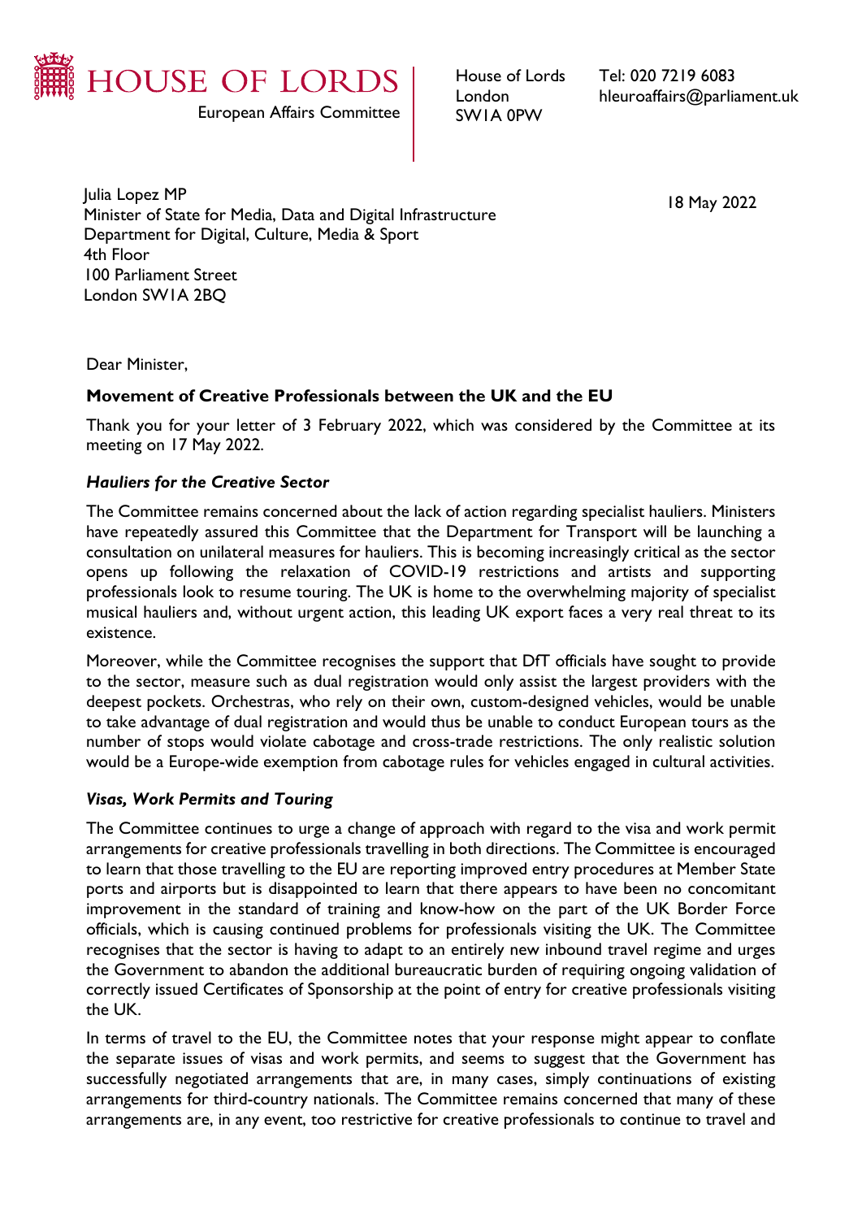HOUSE OF LORDS

European Affairs Committee

House of Lords
London
SW1A 0PW

Tel: 020 7219 6083
hleuroaffairs@parliament.uk

Julia Lopez MP
Minister of State for Media, Data and Digital Infrastructure
Department for Digital, Culture, Media & Sport
4th Floor
100 Parliament Street
London SW1A 2BQ

18 May 2022

Dear Minister,

**Movement of Creative Professionals between the UK and the EU**

Thank you for your letter of 3 February 2022, which was considered by the Committee at its meeting on 17 May 2022.

***Hauliers for the Creative Sector***

The Committee remains concerned about the lack of action regarding specialist hauliers. Ministers have repeatedly assured this Committee that the Department for Transport will be launching a consultation on unilateral measures for hauliers. This is becoming increasingly critical as the sector opens up following the relaxation of COVID-19 restrictions and artists and supporting professionals look to resume touring. The UK is home to the overwhelming majority of specialist musical hauliers and, without urgent action, this leading UK export faces a very real threat to its existence.

Moreover, while the Committee recognises the support that DfT officials have sought to provide to the sector, measure such as dual registration would only assist the largest providers with the deepest pockets. Orchestras, who rely on their own, custom-designed vehicles, would be unable to take advantage of dual registration and would thus be unable to conduct European tours as the number of stops would violate cabotage and cross-trade restrictions. The only realistic solution would be a Europe-wide exemption from cabotage rules for vehicles engaged in cultural activities.

***Visas, Work Permits and Touring***

The Committee continues to urge a change of approach with regard to the visa and work permit arrangements for creative professionals travelling in both directions. The Committee is encouraged to learn that those travelling to the EU are reporting improved entry procedures at Member State ports and airports but is disappointed to learn that there appears to have been no concomitant improvement in the standard of training and know-how on the part of the UK Border Force officials, which is causing continued problems for professionals visiting the UK. The Committee recognises that the sector is having to adapt to an entirely new inbound travel regime and urges the Government to abandon the additional bureaucratic burden of requiring ongoing validation of correctly issued Certificates of Sponsorship at the point of entry for creative professionals visiting the UK.

In terms of travel to the EU, the Committee notes that your response might appear to conflate the separate issues of visas and work permits, and seems to suggest that the Government has successfully negotiated arrangements that are, in many cases, simply continuations of existing arrangements for third-country nationals. The Committee remains concerned that many of these arrangements are, in any event, too restrictive for creative professionals to continue to travel and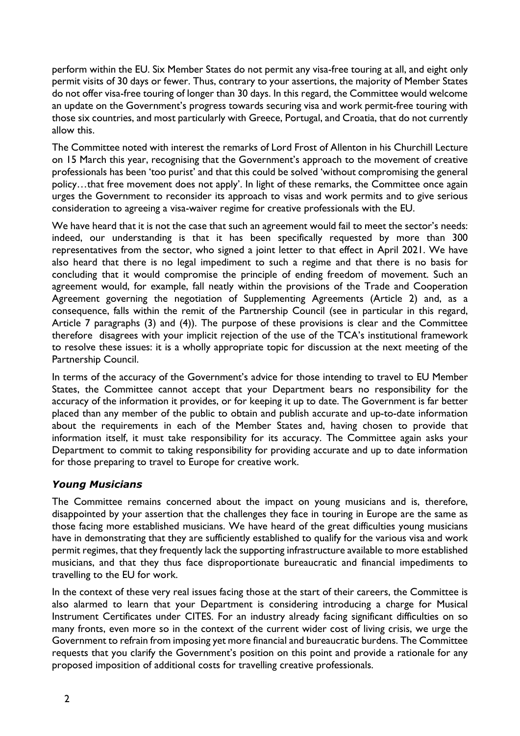perform within the EU. Six Member States do not permit any visa-free touring at all, and eight only permit visits of 30 days or fewer. Thus, contrary to your assertions, the majority of Member States do not offer visa-free touring of longer than 30 days. In this regard, the Committee would welcome an update on the Government's progress towards securing visa and work permit-free touring with those six countries, and most particularly with Greece, Portugal, and Croatia, that do not currently allow this.

The Committee noted with interest the remarks of Lord Frost of Allenton in his Churchill Lecture on 15 March this year, recognising that the Government's approach to the movement of creative professionals has been 'too purist' and that this could be solved 'without compromising the general policy…that free movement does not apply'. In light of these remarks, the Committee once again urges the Government to reconsider its approach to visas and work permits and to give serious consideration to agreeing a visa-waiver regime for creative professionals with the EU.

We have heard that it is not the case that such an agreement would fail to meet the sector's needs: indeed, our understanding is that it has been specifically requested by more than 300 representatives from the sector, who signed a joint letter to that effect in April 2021. We have also heard that there is no legal impediment to such a regime and that there is no basis for concluding that it would compromise the principle of ending freedom of movement. Such an agreement would, for example, fall neatly within the provisions of the Trade and Cooperation Agreement governing the negotiation of Supplementing Agreements (Article 2) and, as a consequence, falls within the remit of the Partnership Council (see in particular in this regard, Article 7 paragraphs (3) and (4)). The purpose of these provisions is clear and the Committee therefore disagrees with your implicit rejection of the use of the TCA's institutional framework to resolve these issues: it is a wholly appropriate topic for discussion at the next meeting of the Partnership Council.

In terms of the accuracy of the Government's advice for those intending to travel to EU Member States, the Committee cannot accept that your Department bears no responsibility for the accuracy of the information it provides, or for keeping it up to date. The Government is far better placed than any member of the public to obtain and publish accurate and up-to-date information about the requirements in each of the Member States and, having chosen to provide that information itself, it must take responsibility for its accuracy. The Committee again asks your Department to commit to taking responsibility for providing accurate and up to date information for those preparing to travel to Europe for creative work.

### *Young Musicians*

The Committee remains concerned about the impact on young musicians and is, therefore, disappointed by your assertion that the challenges they face in touring in Europe are the same as those facing more established musicians. We have heard of the great difficulties young musicians have in demonstrating that they are sufficiently established to qualify for the various visa and work permit regimes, that they frequently lack the supporting infrastructure available to more established musicians, and that they thus face disproportionate bureaucratic and financial impediments to travelling to the EU for work.

In the context of these very real issues facing those at the start of their careers, the Committee is also alarmed to learn that your Department is considering introducing a charge for Musical Instrument Certificates under CITES. For an industry already facing significant difficulties on so many fronts, even more so in the context of the current wider cost of living crisis, we urge the Government to refrain from imposing yet more financial and bureaucratic burdens. The Committee requests that you clarify the Government's position on this point and provide a rationale for any proposed imposition of additional costs for travelling creative professionals.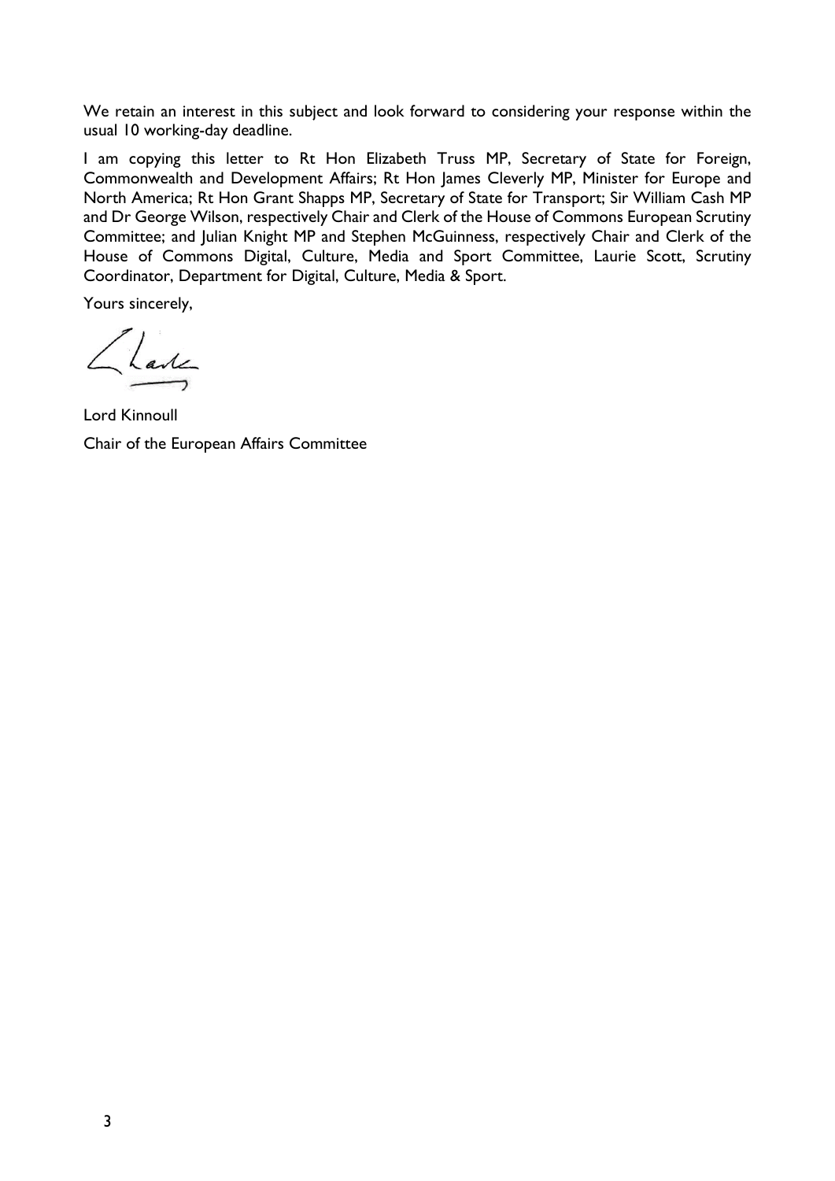We retain an interest in this subject and look forward to considering your response within the usual 10 working-day deadline.

I am copying this letter to Rt Hon Elizabeth Truss MP, Secretary of State for Foreign, Commonwealth and Development Affairs; Rt Hon James Cleverly MP, Minister for Europe and North America; Rt Hon Grant Shapps MP, Secretary of State for Transport; Sir William Cash MP and Dr George Wilson, respectively Chair and Clerk of the House of Commons European Scrutiny Committee; and Julian Knight MP and Stephen McGuinness, respectively Chair and Clerk of the House of Commons Digital, Culture, Media and Sport Committee, Laurie Scott, Scrutiny Coordinator, Department for Digital, Culture, Media & Sport.

Yours sincerely,

Lord Kinnoull
Chair of the European Affairs Committee